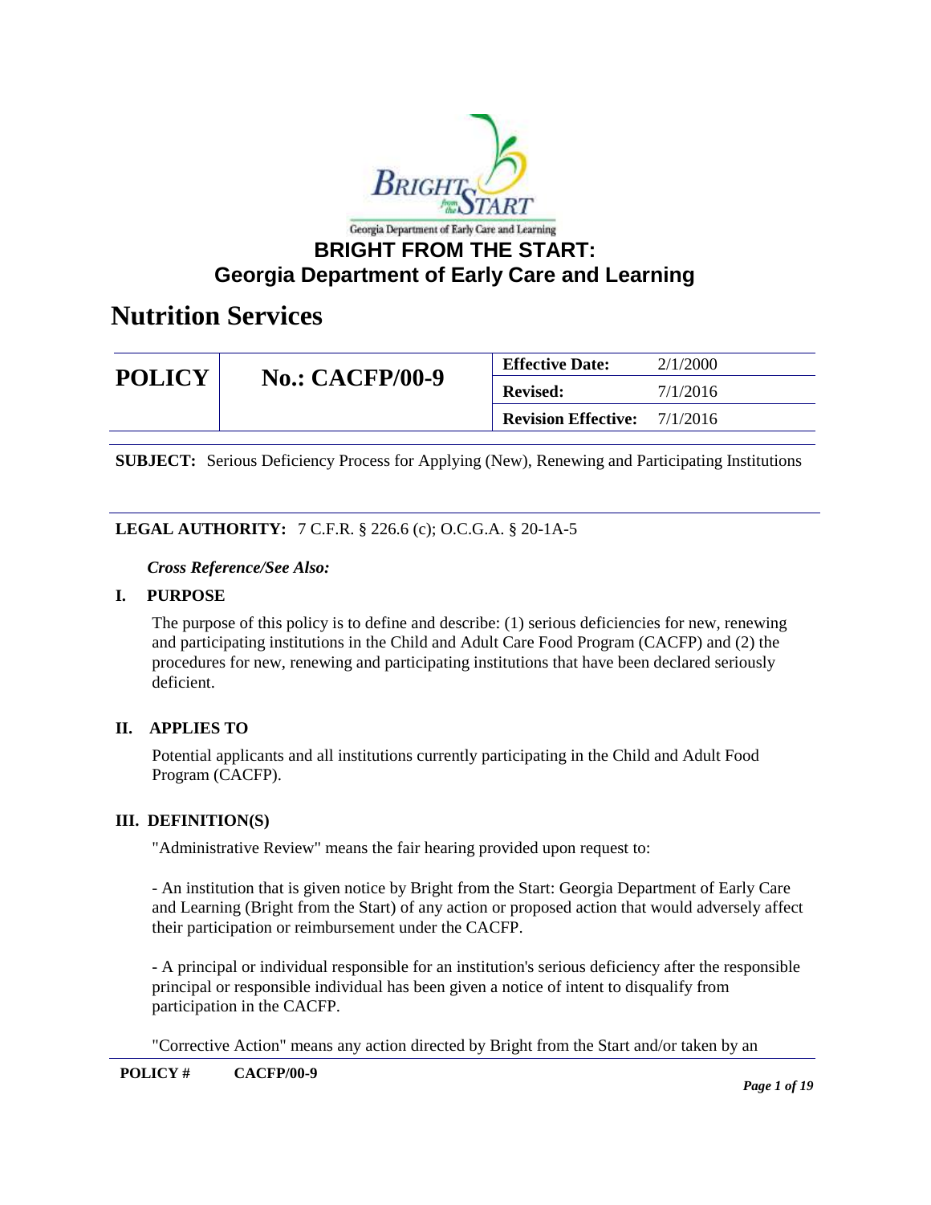# BRIGHT FROM THE START: Georgia Department of Early Care and Learning

# Nutrition Services

| POLICY | No.: CACFP/00-9 | Effective Date: | 2/1/2000 |
|---|---|---|---|
| | | Revised: | 7/1/2016 |
| | | Revision Effective: | 7/1/2016 |

**SUBJECT:** Serious Deficiency Process for Applying (New), Renewing and Participating Institutions

**LEGAL AUTHORITY:** 7 C.F.R. § 226.6 (c); O.C.G.A. § 20-1A-5

*Cross Reference/See Also:*

## I. PURPOSE

The purpose of this policy is to define and describe: (1) serious deficiencies for new, renewing and participating institutions in the Child and Adult Care Food Program (CACFP) and (2) the procedures for new, renewing and participating institutions that have been declared seriously deficient.

## II. APPLIES TO

Potential applicants and all institutions currently participating in the Child and Adult Food Program (CACFP).

## III. DEFINITION(S)

"Administrative Review" means the fair hearing provided upon request to:

- An institution that is given notice by Bright from the Start: Georgia Department of Early Care and Learning (Bright from the Start) of any action or proposed action that would adversely affect their participation or reimbursement under the CACFP.

- A principal or individual responsible for an institution's serious deficiency after the responsible principal or responsible individual has been given a notice of intent to disqualify from participation in the CACFP.

"Corrective Action" means any action directed by Bright from the Start and/or taken by an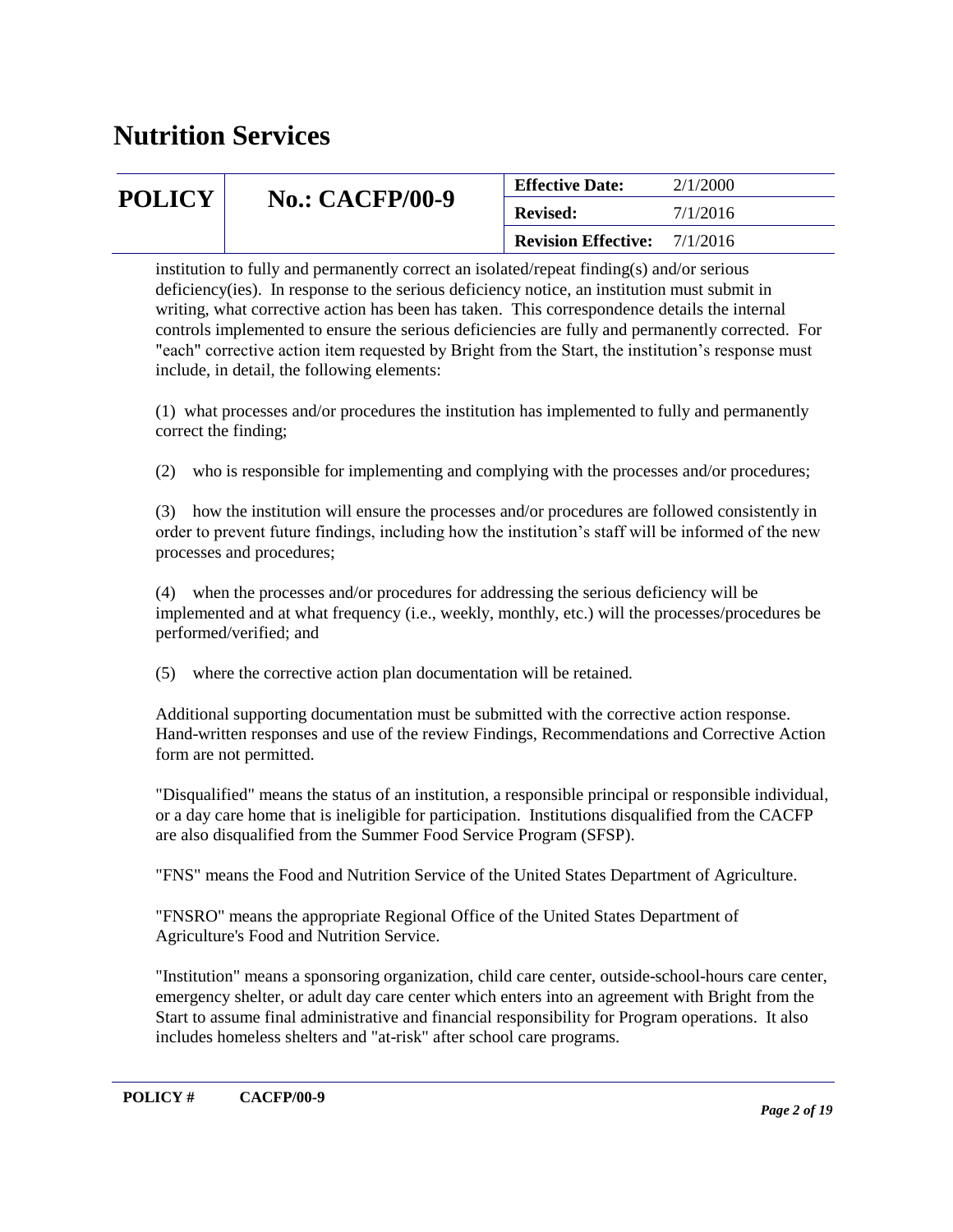institution to fully and permanently correct an isolated/repeat finding(s) and/or serious deficiency(ies). In response to the serious deficiency notice, an institution must submit in writing, what corrective action has been has taken. This correspondence details the internal controls implemented to ensure the serious deficiencies are fully and permanently corrected. For "each" corrective action item requested by Bright from the Start, the institution's response must include, in detail, the following elements:

(1) what processes and/or procedures the institution has implemented to fully and permanently correct the finding;

(2) who is responsible for implementing and complying with the processes and/or procedures;

(3) how the institution will ensure the processes and/or procedures are followed consistently in order to prevent future findings, including how the institution's staff will be informed of the new processes and procedures;

(4) when the processes and/or procedures for addressing the serious deficiency will be implemented and at what frequency (i.e., weekly, monthly, etc.) will the processes/procedures be performed/verified; and

(5) where the corrective action plan documentation will be retained.

Additional supporting documentation must be submitted with the corrective action response. Hand-written responses and use of the review Findings, Recommendations and Corrective Action form are not permitted.

"Disqualified" means the status of an institution, a responsible principal or responsible individual, or a day care home that is ineligible for participation. Institutions disqualified from the CACFP are also disqualified from the Summer Food Service Program (SFSP).

"FNS" means the Food and Nutrition Service of the United States Department of Agriculture.

"FNSRO" means the appropriate Regional Office of the United States Department of Agriculture's Food and Nutrition Service.

"Institution" means a sponsoring organization, child care center, outside-school-hours care center, emergency shelter, or adult day care center which enters into an agreement with Bright from the Start to assume final administrative and financial responsibility for Program operations. It also includes homeless shelters and "at-risk" after school care programs.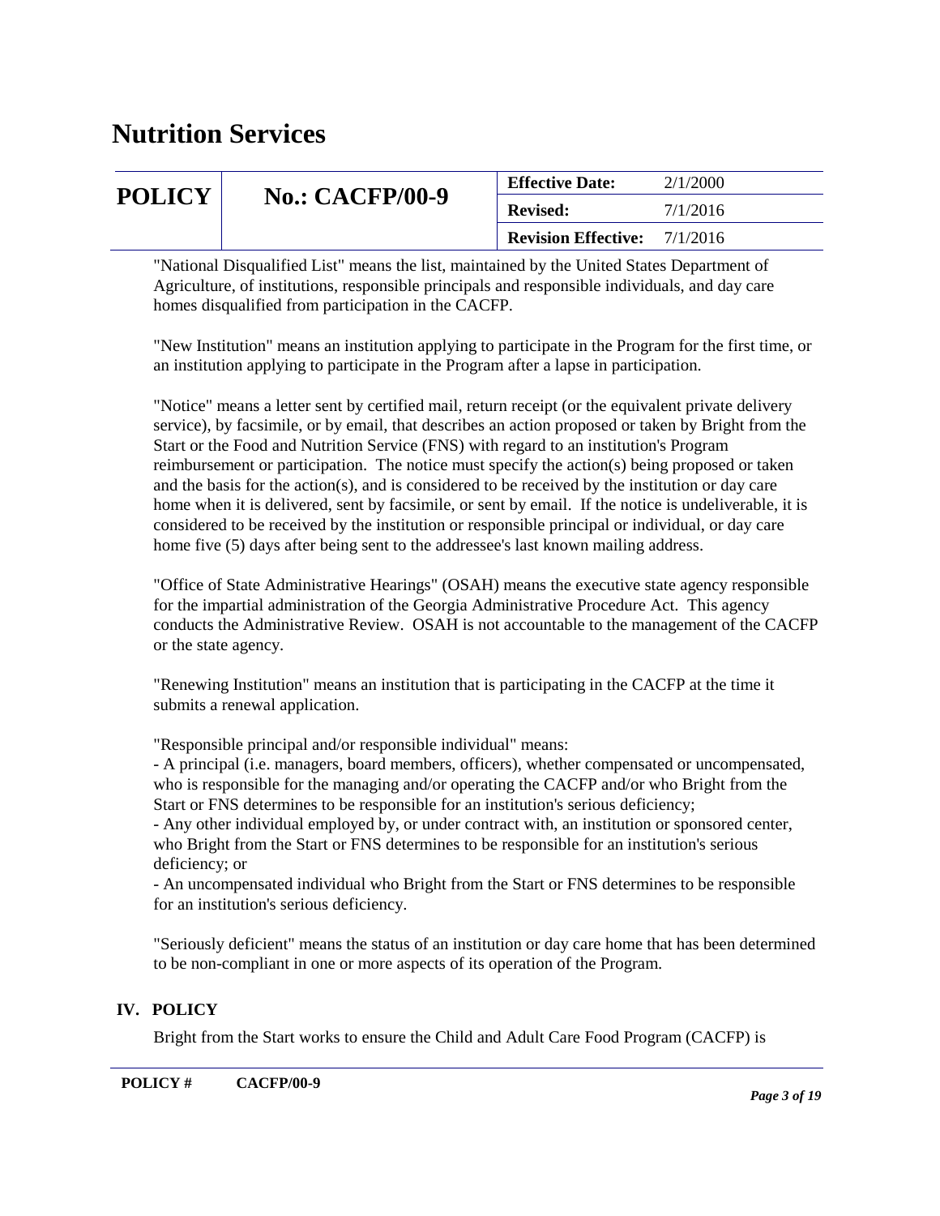"National Disqualified List" means the list, maintained by the United States Department of Agriculture, of institutions, responsible principals and responsible individuals, and day care homes disqualified from participation in the CACFP.

"New Institution" means an institution applying to participate in the Program for the first time, or an institution applying to participate in the Program after a lapse in participation.

"Notice" means a letter sent by certified mail, return receipt (or the equivalent private delivery service), by facsimile, or by email, that describes an action proposed or taken by Bright from the Start or the Food and Nutrition Service (FNS) with regard to an institution's Program reimbursement or participation. The notice must specify the action(s) being proposed or taken and the basis for the action(s), and is considered to be received by the institution or day care home when it is delivered, sent by facsimile, or sent by email. If the notice is undeliverable, it is considered to be received by the institution or responsible principal or individual, or day care home five (5) days after being sent to the addressee's last known mailing address.

"Office of State Administrative Hearings" (OSAH) means the executive state agency responsible for the impartial administration of the Georgia Administrative Procedure Act. This agency conducts the Administrative Review. OSAH is not accountable to the management of the CACFP or the state agency.

"Renewing Institution" means an institution that is participating in the CACFP at the time it submits a renewal application.

"Responsible principal and/or responsible individual" means:

- A principal (i.e. managers, board members, officers), whether compensated or uncompensated, who is responsible for the managing and/or operating the CACFP and/or who Bright from the Start or FNS determines to be responsible for an institution's serious deficiency;
- Any other individual employed by, or under contract with, an institution or sponsored center, who Bright from the Start or FNS determines to be responsible for an institution's serious deficiency; or
- An uncompensated individual who Bright from the Start or FNS determines to be responsible for an institution's serious deficiency.

"Seriously deficient" means the status of an institution or day care home that has been determined to be non-compliant in one or more aspects of its operation of the Program.

## IV. POLICY

Bright from the Start works to ensure the Child and Adult Care Food Program (CACFP) is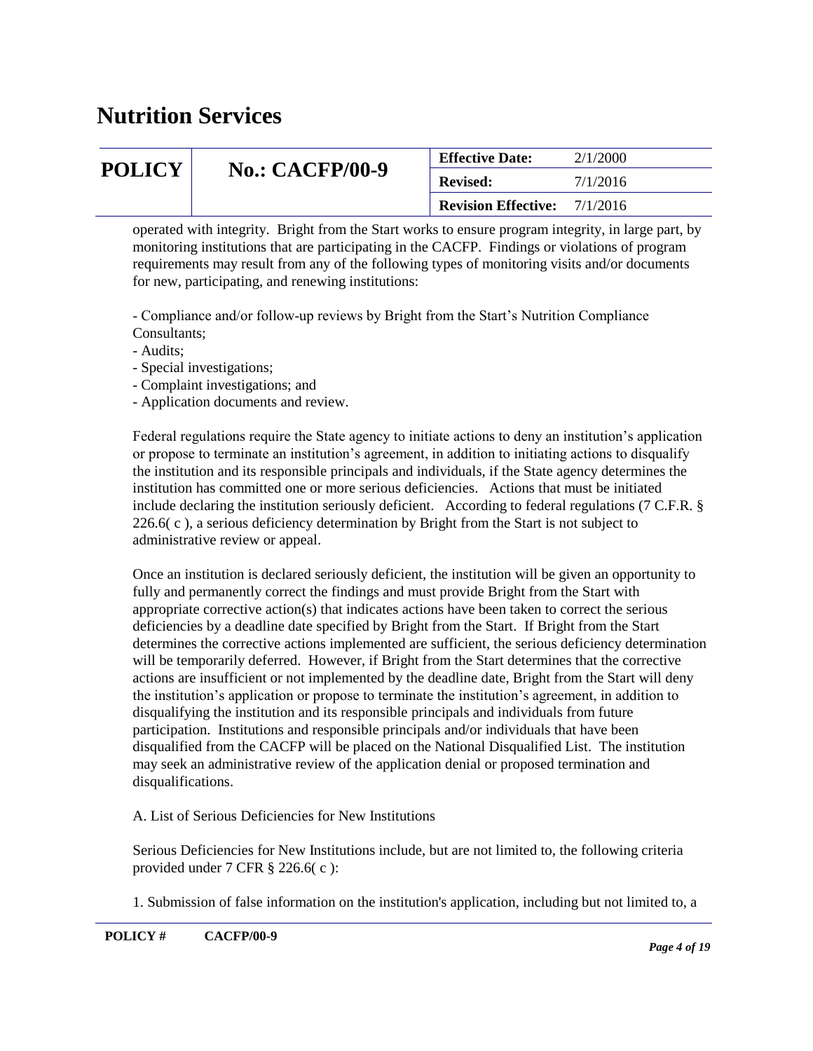operated with integrity. Bright from the Start works to ensure program integrity, in large part, by monitoring institutions that are participating in the CACFP. Findings or violations of program requirements may result from any of the following types of monitoring visits and/or documents for new, participating, and renewing institutions:

- Compliance and/or follow-up reviews by Bright from the Start's Nutrition Compliance Consultants;
- Audits;
- Special investigations;
- Complaint investigations; and
- Application documents and review.

Federal regulations require the State agency to initiate actions to deny an institution's application or propose to terminate an institution's agreement, in addition to initiating actions to disqualify the institution and its responsible principals and individuals, if the State agency determines the institution has committed one or more serious deficiencies. Actions that must be initiated include declaring the institution seriously deficient. According to federal regulations (7 C.F.R. § 226.6( c ), a serious deficiency determination by Bright from the Start is not subject to administrative review or appeal.

Once an institution is declared seriously deficient, the institution will be given an opportunity to fully and permanently correct the findings and must provide Bright from the Start with appropriate corrective action(s) that indicates actions have been taken to correct the serious deficiencies by a deadline date specified by Bright from the Start. If Bright from the Start determines the corrective actions implemented are sufficient, the serious deficiency determination will be temporarily deferred. However, if Bright from the Start determines that the corrective actions are insufficient or not implemented by the deadline date, Bright from the Start will deny the institution's application or propose to terminate the institution's agreement, in addition to disqualifying the institution and its responsible principals and individuals from future participation. Institutions and responsible principals and/or individuals that have been disqualified from the CACFP will be placed on the National Disqualified List. The institution may seek an administrative review of the application denial or proposed termination and disqualifications.

A. List of Serious Deficiencies for New Institutions

Serious Deficiencies for New Institutions include, but are not limited to, the following criteria provided under 7 CFR § 226.6( c ):

1. Submission of false information on the institution's application, including but not limited to, a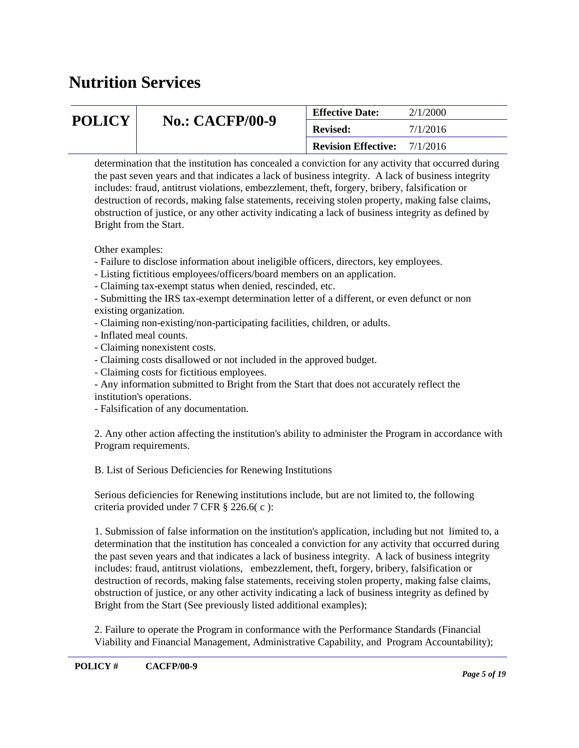determination that the institution has concealed a conviction for any activity that occurred during the past seven years and that indicates a lack of business integrity. A lack of business integrity includes: fraud, antitrust violations, embezzlement, theft, forgery, bribery, falsification or destruction of records, making false statements, receiving stolen property, making false claims, obstruction of justice, or any other activity indicating a lack of business integrity as defined by Bright from the Start.

Other examples:

- Failure to disclose information about ineligible officers, directors, key employees.
- Listing fictitious employees/officers/board members on an application.
- Claiming tax-exempt status when denied, rescinded, etc.
- Submitting the IRS tax-exempt determination letter of a different, or even defunct or non existing organization.
- Claiming non-existing/non-participating facilities, children, or adults.
- Inflated meal counts.
- Claiming nonexistent costs.
- Claiming costs disallowed or not included in the approved budget.
- Claiming costs for fictitious employees.
- Any information submitted to Bright from the Start that does not accurately reflect the institution's operations.
- Falsification of any documentation.

2. Any other action affecting the institution's ability to administer the Program in accordance with Program requirements.

B. List of Serious Deficiencies for Renewing Institutions

Serious deficiencies for Renewing institutions include, but are not limited to, the following criteria provided under 7 CFR § 226.6( c ):

1. Submission of false information on the institution's application, including but not limited to, a determination that the institution has concealed a conviction for any activity that occurred during the past seven years and that indicates a lack of business integrity. A lack of business integrity includes: fraud, antitrust violations, embezzlement, theft, forgery, bribery, falsification or destruction of records, making false statements, receiving stolen property, making false claims, obstruction of justice, or any other activity indicating a lack of business integrity as defined by Bright from the Start (See previously listed additional examples);

2. Failure to operate the Program in conformance with the Performance Standards (Financial Viability and Financial Management, Administrative Capability, and Program Accountability);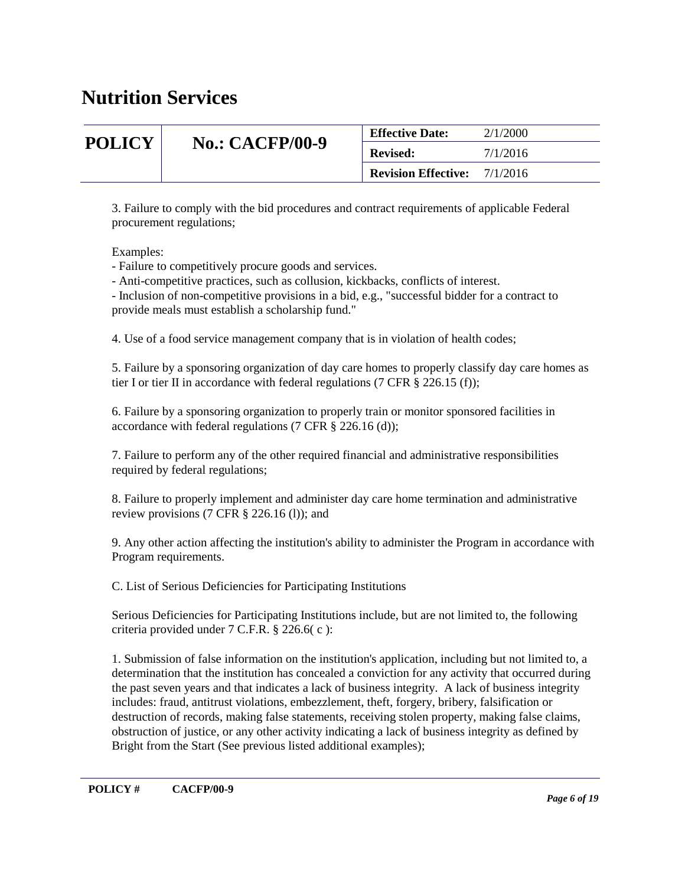3. Failure to comply with the bid procedures and contract requirements of applicable Federal procurement regulations;

Examples:
- Failure to competitively procure goods and services.
- Anti-competitive practices, such as collusion, kickbacks, conflicts of interest.
- Inclusion of non-competitive provisions in a bid, e.g., "successful bidder for a contract to provide meals must establish a scholarship fund."

4. Use of a food service management company that is in violation of health codes;

5. Failure by a sponsoring organization of day care homes to properly classify day care homes as tier I or tier II in accordance with federal regulations (7 CFR § 226.15 (f));

6. Failure by a sponsoring organization to properly train or monitor sponsored facilities in accordance with federal regulations (7 CFR § 226.16 (d));

7. Failure to perform any of the other required financial and administrative responsibilities required by federal regulations;

8. Failure to properly implement and administer day care home termination and administrative review provisions (7 CFR § 226.16 (l)); and

9. Any other action affecting the institution's ability to administer the Program in accordance with Program requirements.

C. List of Serious Deficiencies for Participating Institutions

Serious Deficiencies for Participating Institutions include, but are not limited to, the following criteria provided under 7 C.F.R. § 226.6( c ):

1. Submission of false information on the institution's application, including but not limited to, a determination that the institution has concealed a conviction for any activity that occurred during the past seven years and that indicates a lack of business integrity. A lack of business integrity includes: fraud, antitrust violations, embezzlement, theft, forgery, bribery, falsification or destruction of records, making false statements, receiving stolen property, making false claims, obstruction of justice, or any other activity indicating a lack of business integrity as defined by Bright from the Start (See previous listed additional examples);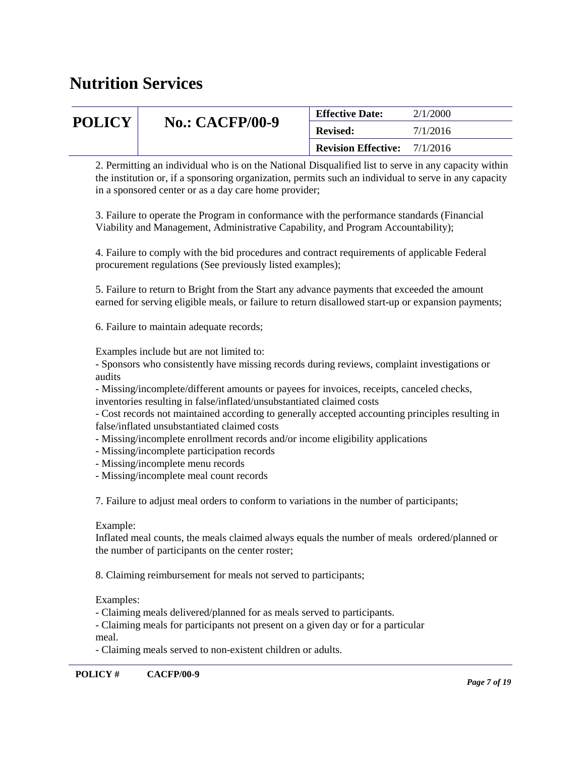2. Permitting an individual who is on the National Disqualified list to serve in any capacity within the institution or, if a sponsoring organization, permits such an individual to serve in any capacity in a sponsored center or as a day care home provider;

3. Failure to operate the Program in conformance with the performance standards (Financial Viability and Management, Administrative Capability, and Program Accountability);

4. Failure to comply with the bid procedures and contract requirements of applicable Federal procurement regulations (See previously listed examples);

5. Failure to return to Bright from the Start any advance payments that exceeded the amount earned for serving eligible meals, or failure to return disallowed start-up or expansion payments;

6. Failure to maintain adequate records;

Examples include but are not limited to:
- Sponsors who consistently have missing records during reviews, complaint investigations or audits
- Missing/incomplete/different amounts or payees for invoices, receipts, canceled checks, inventories resulting in false/inflated/unsubstantiated claimed costs
- Cost records not maintained according to generally accepted accounting principles resulting in false/inflated unsubstantiated claimed costs
- Missing/incomplete enrollment records and/or income eligibility applications
- Missing/incomplete participation records
- Missing/incomplete menu records
- Missing/incomplete meal count records

7. Failure to adjust meal orders to conform to variations in the number of participants;

Example:
Inflated meal counts, the meals claimed always equals the number of meals ordered/planned or the number of participants on the center roster;

8. Claiming reimbursement for meals not served to participants;

Examples:
- Claiming meals delivered/planned for as meals served to participants.
- Claiming meals for participants not present on a given day or for a particular meal.
- Claiming meals served to non-existent children or adults.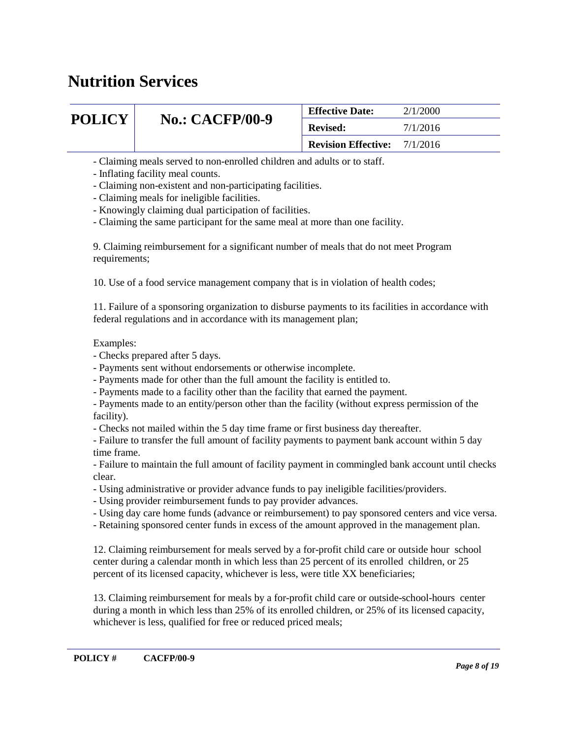- Claiming meals served to non-enrolled children and adults or to staff.
- Inflating facility meal counts.
- Claiming non-existent and non-participating facilities.
- Claiming meals for ineligible facilities.
- Knowingly claiming dual participation of facilities.
- Claiming the same participant for the same meal at more than one facility.

9. Claiming reimbursement for a significant number of meals that do not meet Program requirements;

10. Use of a food service management company that is in violation of health codes;

11. Failure of a sponsoring organization to disburse payments to its facilities in accordance with federal regulations and in accordance with its management plan;

Examples:
- Checks prepared after 5 days.
- Payments sent without endorsements or otherwise incomplete.
- Payments made for other than the full amount the facility is entitled to.
- Payments made to a facility other than the facility that earned the payment.
- Payments made to an entity/person other than the facility (without express permission of the facility).
- Checks not mailed within the 5 day time frame or first business day thereafter.
- Failure to transfer the full amount of facility payments to payment bank account within 5 day time frame.
- Failure to maintain the full amount of facility payment in commingled bank account until checks clear.
- Using administrative or provider advance funds to pay ineligible facilities/providers.
- Using provider reimbursement funds to pay provider advances.
- Using day care home funds (advance or reimbursement) to pay sponsored centers and vice versa.
- Retaining sponsored center funds in excess of the amount approved in the management plan.

12. Claiming reimbursement for meals served by a for-profit child care or outside hour school center during a calendar month in which less than 25 percent of its enrolled children, or 25 percent of its licensed capacity, whichever is less, were title XX beneficiaries;

13. Claiming reimbursement for meals by a for-profit child care or outside-school-hours center during a month in which less than 25% of its enrolled children, or 25% of its licensed capacity, whichever is less, qualified for free or reduced priced meals;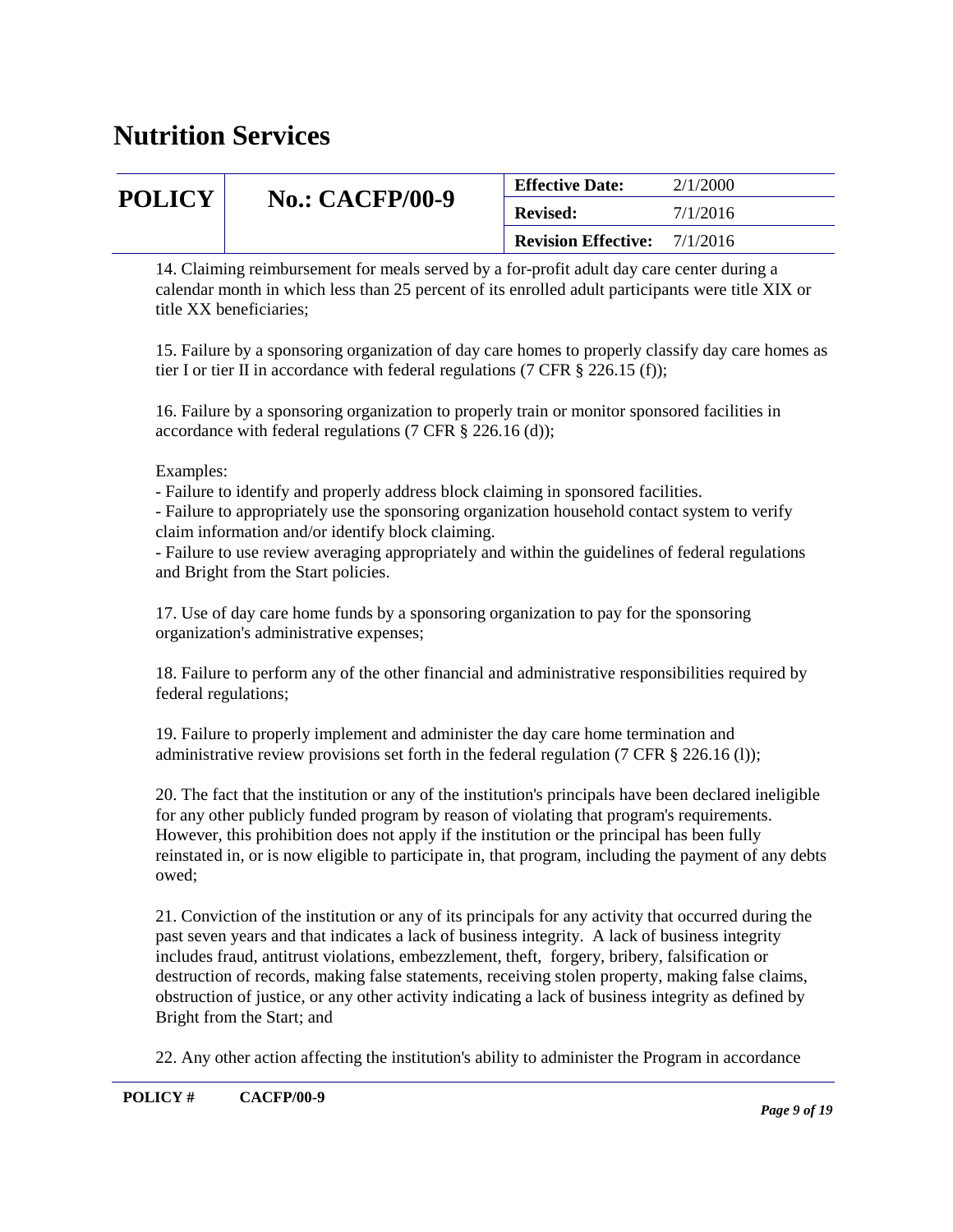14. Claiming reimbursement for meals served by a for-profit adult day care center during a calendar month in which less than 25 percent of its enrolled adult participants were title XIX or title XX beneficiaries;

15. Failure by a sponsoring organization of day care homes to properly classify day care homes as tier I or tier II in accordance with federal regulations (7 CFR § 226.15 (f));

16. Failure by a sponsoring organization to properly train or monitor sponsored facilities in accordance with federal regulations (7 CFR § 226.16 (d));

Examples:
- Failure to identify and properly address block claiming in sponsored facilities.
- Failure to appropriately use the sponsoring organization household contact system to verify claim information and/or identify block claiming.
- Failure to use review averaging appropriately and within the guidelines of federal regulations and Bright from the Start policies.

17. Use of day care home funds by a sponsoring organization to pay for the sponsoring organization's administrative expenses;

18. Failure to perform any of the other financial and administrative responsibilities required by federal regulations;

19. Failure to properly implement and administer the day care home termination and administrative review provisions set forth in the federal regulation (7 CFR § 226.16 (l));

20. The fact that the institution or any of the institution's principals have been declared ineligible for any other publicly funded program by reason of violating that program's requirements. However, this prohibition does not apply if the institution or the principal has been fully reinstated in, or is now eligible to participate in, that program, including the payment of any debts owed;

21. Conviction of the institution or any of its principals for any activity that occurred during the past seven years and that indicates a lack of business integrity. A lack of business integrity includes fraud, antitrust violations, embezzlement, theft, forgery, bribery, falsification or destruction of records, making false statements, receiving stolen property, making false claims, obstruction of justice, or any other activity indicating a lack of business integrity as defined by Bright from the Start; and

22. Any other action affecting the institution's ability to administer the Program in accordance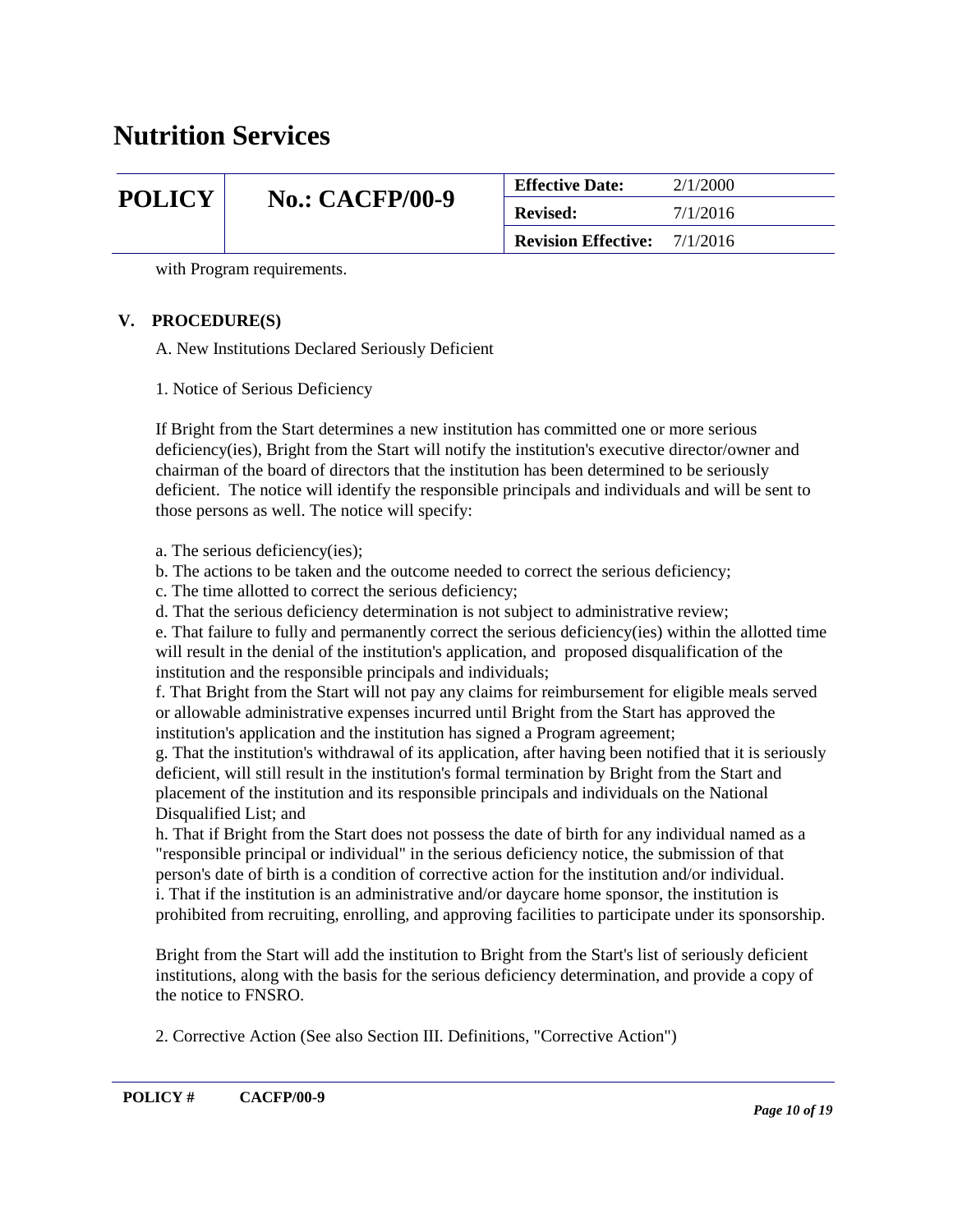with Program requirements.

## V. PROCEDURE(S)

A. New Institutions Declared Seriously Deficient

1. Notice of Serious Deficiency

If Bright from the Start determines a new institution has committed one or more serious deficiency(ies), Bright from the Start will notify the institution's executive director/owner and chairman of the board of directors that the institution has been determined to be seriously deficient. The notice will identify the responsible principals and individuals and will be sent to those persons as well. The notice will specify:

a. The serious deficiency(ies);
b. The actions to be taken and the outcome needed to correct the serious deficiency;
c. The time allotted to correct the serious deficiency;
d. That the serious deficiency determination is not subject to administrative review;
e. That failure to fully and permanently correct the serious deficiency(ies) within the allotted time will result in the denial of the institution's application, and proposed disqualification of the institution and the responsible principals and individuals;
f. That Bright from the Start will not pay any claims for reimbursement for eligible meals served or allowable administrative expenses incurred until Bright from the Start has approved the institution's application and the institution has signed a Program agreement;
g. That the institution's withdrawal of its application, after having been notified that it is seriously deficient, will still result in the institution's formal termination by Bright from the Start and placement of the institution and its responsible principals and individuals on the National Disqualified List; and
h. That if Bright from the Start does not possess the date of birth for any individual named as a "responsible principal or individual" in the serious deficiency notice, the submission of that person's date of birth is a condition of corrective action for the institution and/or individual.
i. That if the institution is an administrative and/or daycare home sponsor, the institution is prohibited from recruiting, enrolling, and approving facilities to participate under its sponsorship.

Bright from the Start will add the institution to Bright from the Start's list of seriously deficient institutions, along with the basis for the serious deficiency determination, and provide a copy of the notice to FNSRO.

2. Corrective Action (See also Section III. Definitions, "Corrective Action")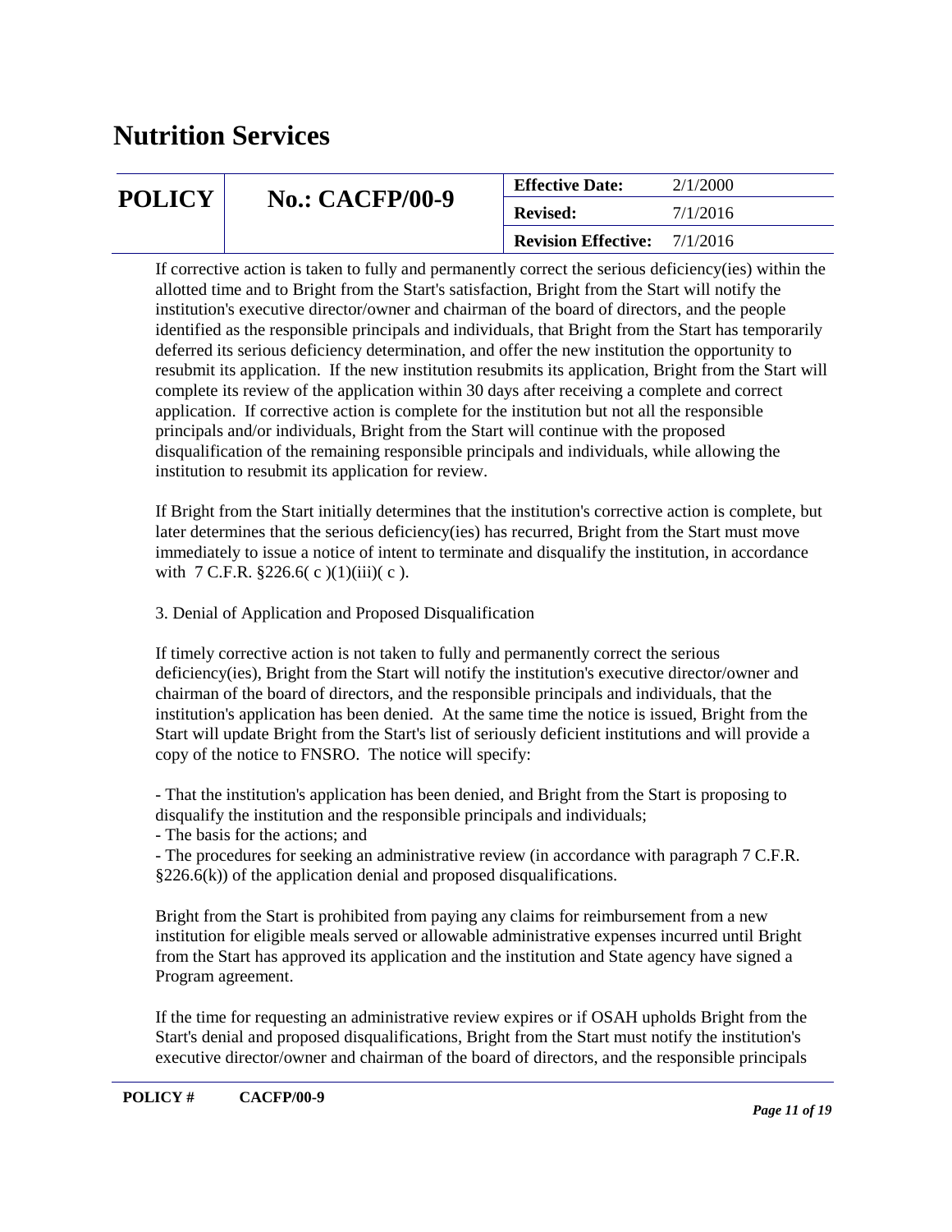If corrective action is taken to fully and permanently correct the serious deficiency(ies) within the allotted time and to Bright from the Start's satisfaction, Bright from the Start will notify the institution's executive director/owner and chairman of the board of directors, and the people identified as the responsible principals and individuals, that Bright from the Start has temporarily deferred its serious deficiency determination, and offer the new institution the opportunity to resubmit its application. If the new institution resubmits its application, Bright from the Start will complete its review of the application within 30 days after receiving a complete and correct application. If corrective action is complete for the institution but not all the responsible principals and/or individuals, Bright from the Start will continue with the proposed disqualification of the remaining responsible principals and individuals, while allowing the institution to resubmit its application for review.

If Bright from the Start initially determines that the institution's corrective action is complete, but later determines that the serious deficiency(ies) has recurred, Bright from the Start must move immediately to issue a notice of intent to terminate and disqualify the institution, in accordance with 7 C.F.R. §226.6( c )(1)(iii)( c ).

3. Denial of Application and Proposed Disqualification

If timely corrective action is not taken to fully and permanently correct the serious deficiency(ies), Bright from the Start will notify the institution's executive director/owner and chairman of the board of directors, and the responsible principals and individuals, that the institution's application has been denied. At the same time the notice is issued, Bright from the Start will update Bright from the Start's list of seriously deficient institutions and will provide a copy of the notice to FNSRO. The notice will specify:

- That the institution's application has been denied, and Bright from the Start is proposing to disqualify the institution and the responsible principals and individuals;
- The basis for the actions; and
- The procedures for seeking an administrative review (in accordance with paragraph 7 C.F.R. §226.6(k)) of the application denial and proposed disqualifications.

Bright from the Start is prohibited from paying any claims for reimbursement from a new institution for eligible meals served or allowable administrative expenses incurred until Bright from the Start has approved its application and the institution and State agency have signed a Program agreement.

If the time for requesting an administrative review expires or if OSAH upholds Bright from the Start's denial and proposed disqualifications, Bright from the Start must notify the institution's executive director/owner and chairman of the board of directors, and the responsible principals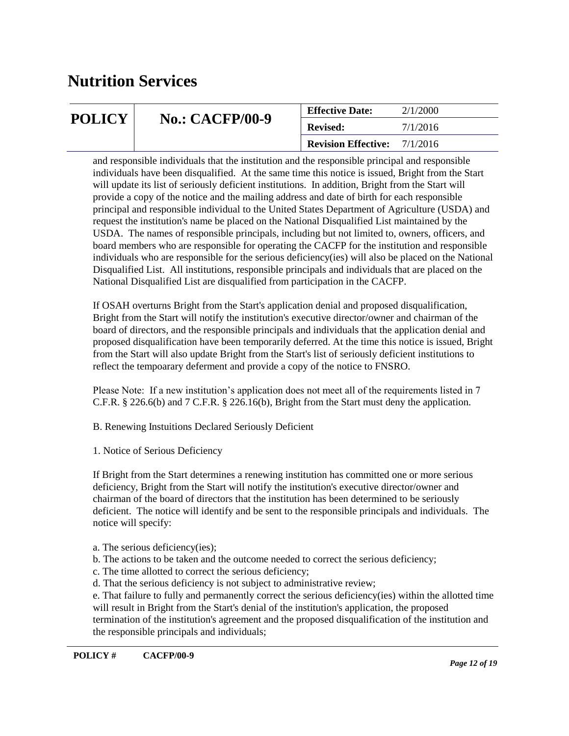and responsible individuals that the institution and the responsible principal and responsible individuals have been disqualified. At the same time this notice is issued, Bright from the Start will update its list of seriously deficient institutions. In addition, Bright from the Start will provide a copy of the notice and the mailing address and date of birth for each responsible principal and responsible individual to the United States Department of Agriculture (USDA) and request the institution's name be placed on the National Disqualified List maintained by the USDA. The names of responsible principals, including but not limited to, owners, officers, and board members who are responsible for operating the CACFP for the institution and responsible individuals who are responsible for the serious deficiency(ies) will also be placed on the National Disqualified List. All institutions, responsible principals and individuals that are placed on the National Disqualified List are disqualified from participation in the CACFP.

If OSAH overturns Bright from the Start's application denial and proposed disqualification, Bright from the Start will notify the institution's executive director/owner and chairman of the board of directors, and the responsible principals and individuals that the application denial and proposed disqualification have been temporarily deferred. At the time this notice is issued, Bright from the Start will also update Bright from the Start's list of seriously deficient institutions to reflect the tempoarary deferment and provide a copy of the notice to FNSRO.

Please Note: If a new institution's application does not meet all of the requirements listed in 7 C.F.R. § 226.6(b) and 7 C.F.R. § 226.16(b), Bright from the Start must deny the application.

B. Renewing Instuitions Declared Seriously Deficient

1. Notice of Serious Deficiency

If Bright from the Start determines a renewing institution has committed one or more serious deficiency, Bright from the Start will notify the institution's executive director/owner and chairman of the board of directors that the institution has been determined to be seriously deficient. The notice will identify and be sent to the responsible principals and individuals. The notice will specify:

a. The serious deficiency(ies);
b. The actions to be taken and the outcome needed to correct the serious deficiency;
c. The time allotted to correct the serious deficiency;
d. That the serious deficiency is not subject to administrative review;
e. That failure to fully and permanently correct the serious deficiency(ies) within the allotted time will result in Bright from the Start's denial of the institution's application, the proposed termination of the institution's agreement and the proposed disqualification of the institution and the responsible principals and individuals;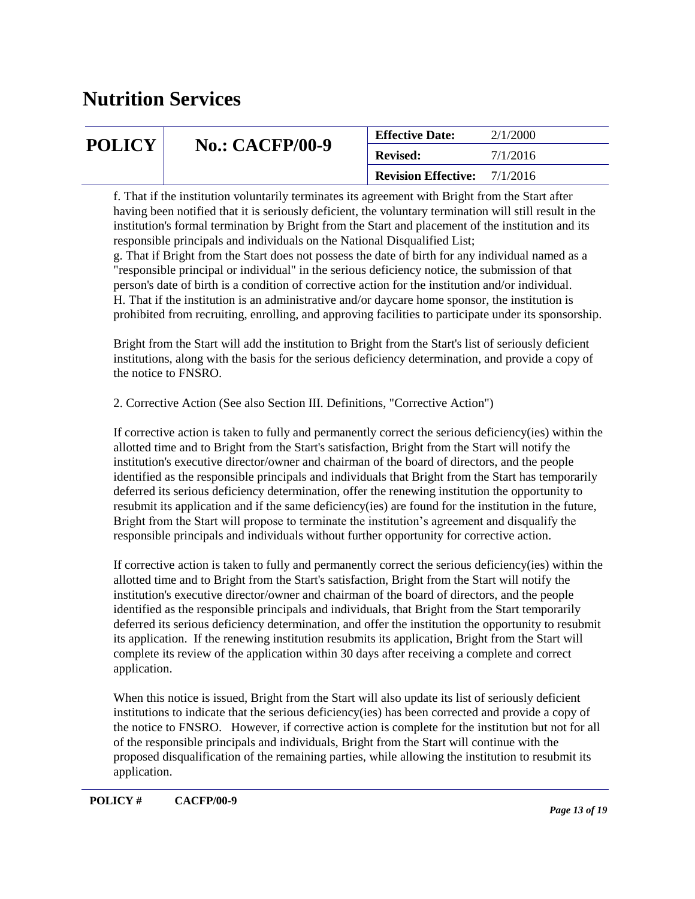f. That if the institution voluntarily terminates its agreement with Bright from the Start after having been notified that it is seriously deficient, the voluntary termination will still result in the institution's formal termination by Bright from the Start and placement of the institution and its responsible principals and individuals on the National Disqualified List;
g. That if Bright from the Start does not possess the date of birth for any individual named as a "responsible principal or individual" in the serious deficiency notice, the submission of that person's date of birth is a condition of corrective action for the institution and/or individual.
H. That if the institution is an administrative and/or daycare home sponsor, the institution is prohibited from recruiting, enrolling, and approving facilities to participate under its sponsorship.

Bright from the Start will add the institution to Bright from the Start's list of seriously deficient institutions, along with the basis for the serious deficiency determination, and provide a copy of the notice to FNSRO.

2. Corrective Action (See also Section III. Definitions, "Corrective Action")

If corrective action is taken to fully and permanently correct the serious deficiency(ies) within the allotted time and to Bright from the Start's satisfaction, Bright from the Start will notify the institution's executive director/owner and chairman of the board of directors, and the people identified as the responsible principals and individuals that Bright from the Start has temporarily deferred its serious deficiency determination, offer the renewing institution the opportunity to resubmit its application and if the same deficiency(ies) are found for the institution in the future, Bright from the Start will propose to terminate the institution's agreement and disqualify the responsible principals and individuals without further opportunity for corrective action.

If corrective action is taken to fully and permanently correct the serious deficiency(ies) within the allotted time and to Bright from the Start's satisfaction, Bright from the Start will notify the institution's executive director/owner and chairman of the board of directors, and the people identified as the responsible principals and individuals, that Bright from the Start temporarily deferred its serious deficiency determination, and offer the institution the opportunity to resubmit its application. If the renewing institution resubmits its application, Bright from the Start will complete its review of the application within 30 days after receiving a complete and correct application.

When this notice is issued, Bright from the Start will also update its list of seriously deficient institutions to indicate that the serious deficiency(ies) has been corrected and provide a copy of the notice to FNSRO. However, if corrective action is complete for the institution but not for all of the responsible principals and individuals, Bright from the Start will continue with the proposed disqualification of the remaining parties, while allowing the institution to resubmit its application.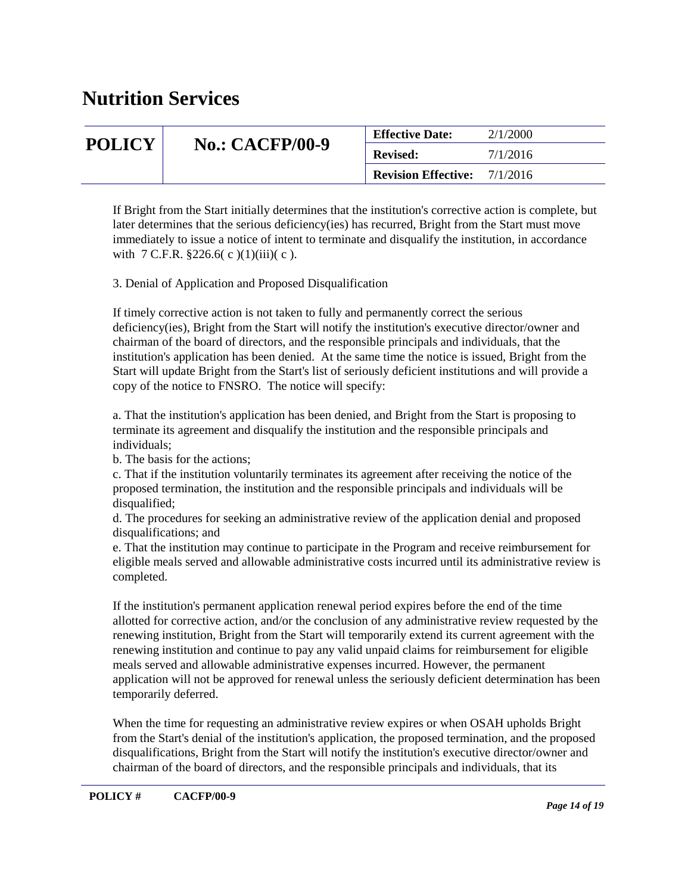If Bright from the Start initially determines that the institution's corrective action is complete, but later determines that the serious deficiency(ies) has recurred, Bright from the Start must move immediately to issue a notice of intent to terminate and disqualify the institution, in accordance with 7 C.F.R. §226.6( c )(1)(iii)( c ).

3. Denial of Application and Proposed Disqualification

If timely corrective action is not taken to fully and permanently correct the serious deficiency(ies), Bright from the Start will notify the institution's executive director/owner and chairman of the board of directors, and the responsible principals and individuals, that the institution's application has been denied. At the same time the notice is issued, Bright from the Start will update Bright from the Start's list of seriously deficient institutions and will provide a copy of the notice to FNSRO. The notice will specify:

a. That the institution's application has been denied, and Bright from the Start is proposing to terminate its agreement and disqualify the institution and the responsible principals and individuals;
b. The basis for the actions;
c. That if the institution voluntarily terminates its agreement after receiving the notice of the proposed termination, the institution and the responsible principals and individuals will be disqualified;
d. The procedures for seeking an administrative review of the application denial and proposed disqualifications; and
e. That the institution may continue to participate in the Program and receive reimbursement for eligible meals served and allowable administrative costs incurred until its administrative review is completed.

If the institution's permanent application renewal period expires before the end of the time allotted for corrective action, and/or the conclusion of any administrative review requested by the renewing institution, Bright from the Start will temporarily extend its current agreement with the renewing institution and continue to pay any valid unpaid claims for reimbursement for eligible meals served and allowable administrative expenses incurred. However, the permanent application will not be approved for renewal unless the seriously deficient determination has been temporarily deferred.

When the time for requesting an administrative review expires or when OSAH upholds Bright from the Start's denial of the institution's application, the proposed termination, and the proposed disqualifications, Bright from the Start will notify the institution's executive director/owner and chairman of the board of directors, and the responsible principals and individuals, that its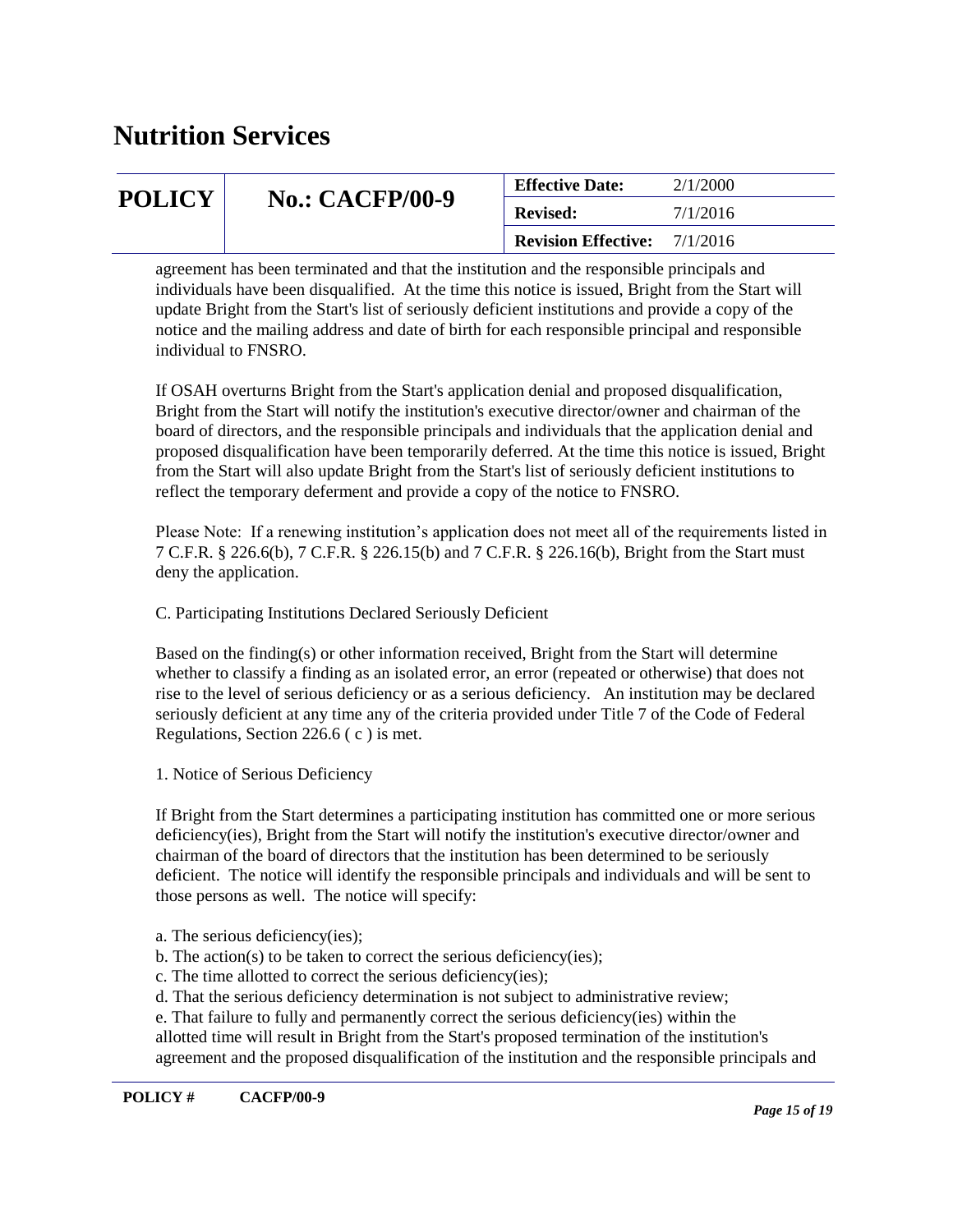agreement has been terminated and that the institution and the responsible principals and individuals have been disqualified. At the time this notice is issued, Bright from the Start will update Bright from the Start's list of seriously deficient institutions and provide a copy of the notice and the mailing address and date of birth for each responsible principal and responsible individual to FNSRO.

If OSAH overturns Bright from the Start's application denial and proposed disqualification, Bright from the Start will notify the institution's executive director/owner and chairman of the board of directors, and the responsible principals and individuals that the application denial and proposed disqualification have been temporarily deferred. At the time this notice is issued, Bright from the Start will also update Bright from the Start's list of seriously deficient institutions to reflect the temporary deferment and provide a copy of the notice to FNSRO.

Please Note: If a renewing institution's application does not meet all of the requirements listed in 7 C.F.R. § 226.6(b), 7 C.F.R. § 226.15(b) and 7 C.F.R. § 226.16(b), Bright from the Start must deny the application.

C. Participating Institutions Declared Seriously Deficient

Based on the finding(s) or other information received, Bright from the Start will determine whether to classify a finding as an isolated error, an error (repeated or otherwise) that does not rise to the level of serious deficiency or as a serious deficiency. An institution may be declared seriously deficient at any time any of the criteria provided under Title 7 of the Code of Federal Regulations, Section 226.6 ( c ) is met.

1. Notice of Serious Deficiency

If Bright from the Start determines a participating institution has committed one or more serious deficiency(ies), Bright from the Start will notify the institution's executive director/owner and chairman of the board of directors that the institution has been determined to be seriously deficient. The notice will identify the responsible principals and individuals and will be sent to those persons as well. The notice will specify:

a. The serious deficiency(ies);
b. The action(s) to be taken to correct the serious deficiency(ies);
c. The time allotted to correct the serious deficiency(ies);
d. That the serious deficiency determination is not subject to administrative review;
e. That failure to fully and permanently correct the serious deficiency(ies) within the allotted time will result in Bright from the Start's proposed termination of the institution's agreement and the proposed disqualification of the institution and the responsible principals and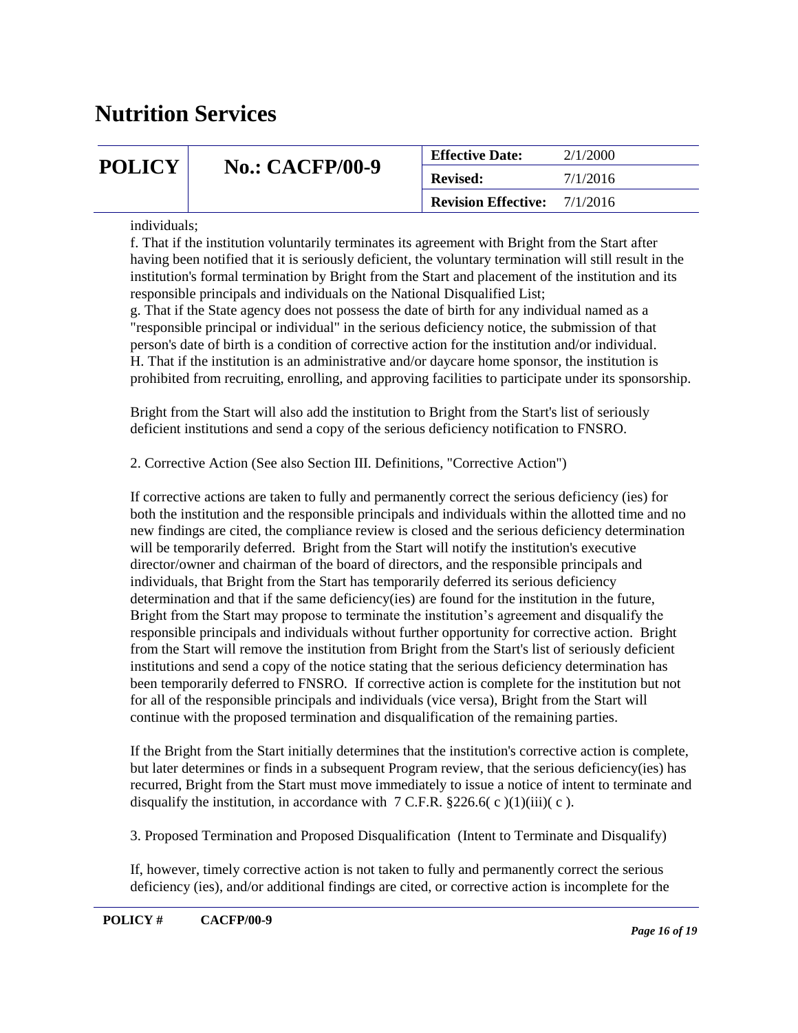individuals;

f. That if the institution voluntarily terminates its agreement with Bright from the Start after having been notified that it is seriously deficient, the voluntary termination will still result in the institution's formal termination by Bright from the Start and placement of the institution and its responsible principals and individuals on the National Disqualified List;

g. That if the State agency does not possess the date of birth for any individual named as a "responsible principal or individual" in the serious deficiency notice, the submission of that person's date of birth is a condition of corrective action for the institution and/or individual.

H. That if the institution is an administrative and/or daycare home sponsor, the institution is prohibited from recruiting, enrolling, and approving facilities to participate under its sponsorship.

Bright from the Start will also add the institution to Bright from the Start's list of seriously deficient institutions and send a copy of the serious deficiency notification to FNSRO.

2. Corrective Action (See also Section III. Definitions, "Corrective Action")

If corrective actions are taken to fully and permanently correct the serious deficiency (ies) for both the institution and the responsible principals and individuals within the allotted time and no new findings are cited, the compliance review is closed and the serious deficiency determination will be temporarily deferred. Bright from the Start will notify the institution's executive director/owner and chairman of the board of directors, and the responsible principals and individuals, that Bright from the Start has temporarily deferred its serious deficiency determination and that if the same deficiency(ies) are found for the institution in the future, Bright from the Start may propose to terminate the institution's agreement and disqualify the responsible principals and individuals without further opportunity for corrective action. Bright from the Start will remove the institution from Bright from the Start's list of seriously deficient institutions and send a copy of the notice stating that the serious deficiency determination has been temporarily deferred to FNSRO. If corrective action is complete for the institution but not for all of the responsible principals and individuals (vice versa), Bright from the Start will continue with the proposed termination and disqualification of the remaining parties.

If the Bright from the Start initially determines that the institution's corrective action is complete, but later determines or finds in a subsequent Program review, that the serious deficiency(ies) has recurred, Bright from the Start must move immediately to issue a notice of intent to terminate and disqualify the institution, in accordance with 7 C.F.R. §226.6( c )(1)(iii)( c ).

3. Proposed Termination and Proposed Disqualification (Intent to Terminate and Disqualify)

If, however, timely corrective action is not taken to fully and permanently correct the serious deficiency (ies), and/or additional findings are cited, or corrective action is incomplete for the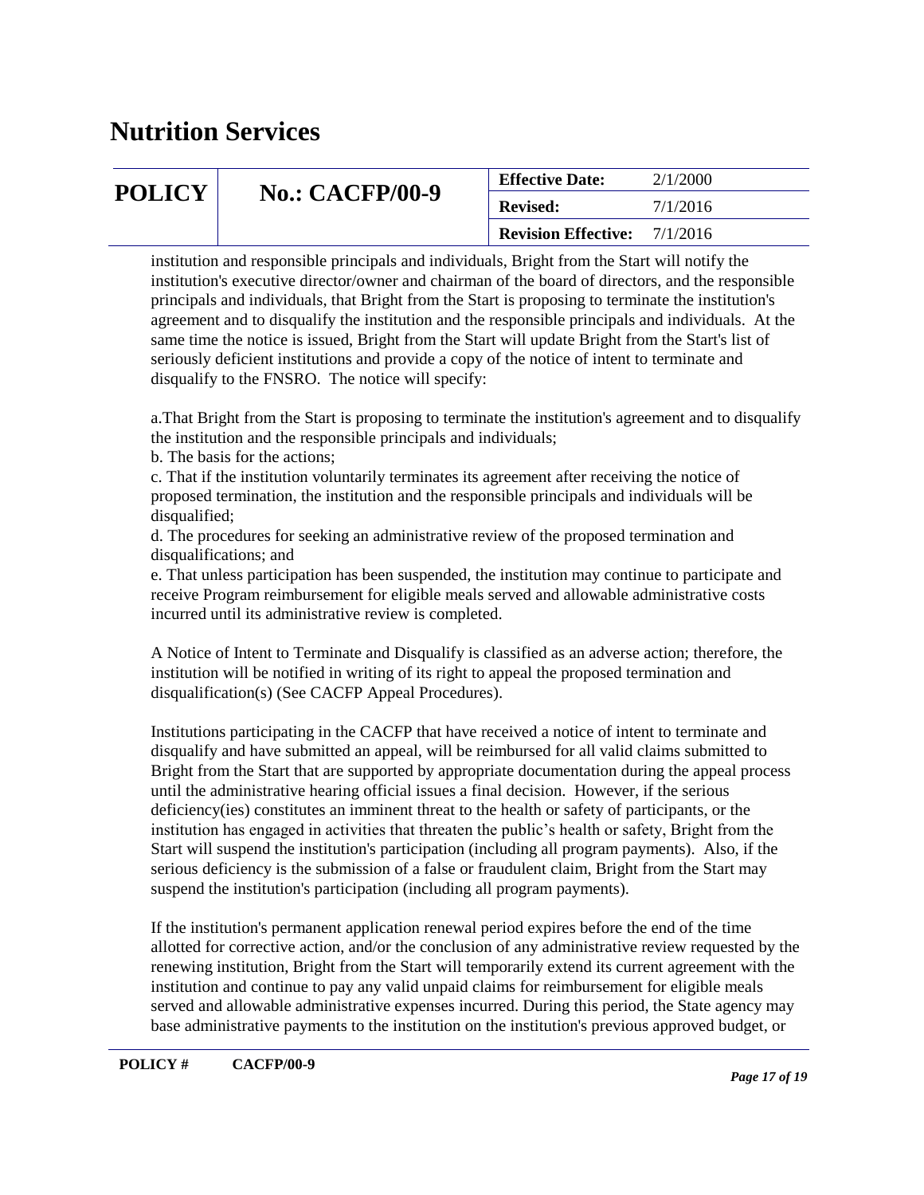institution and responsible principals and individuals, Bright from the Start will notify the institution's executive director/owner and chairman of the board of directors, and the responsible principals and individuals, that Bright from the Start is proposing to terminate the institution's agreement and to disqualify the institution and the responsible principals and individuals. At the same time the notice is issued, Bright from the Start will update Bright from the Start's list of seriously deficient institutions and provide a copy of the notice of intent to terminate and disqualify to the FNSRO. The notice will specify:

a.That Bright from the Start is proposing to terminate the institution's agreement and to disqualify the institution and the responsible principals and individuals;
b. The basis for the actions;
c. That if the institution voluntarily terminates its agreement after receiving the notice of proposed termination, the institution and the responsible principals and individuals will be disqualified;
d. The procedures for seeking an administrative review of the proposed termination and disqualifications; and
e. That unless participation has been suspended, the institution may continue to participate and receive Program reimbursement for eligible meals served and allowable administrative costs incurred until its administrative review is completed.

A Notice of Intent to Terminate and Disqualify is classified as an adverse action; therefore, the institution will be notified in writing of its right to appeal the proposed termination and disqualification(s) (See CACFP Appeal Procedures).

Institutions participating in the CACFP that have received a notice of intent to terminate and disqualify and have submitted an appeal, will be reimbursed for all valid claims submitted to Bright from the Start that are supported by appropriate documentation during the appeal process until the administrative hearing official issues a final decision. However, if the serious deficiency(ies) constitutes an imminent threat to the health or safety of participants, or the institution has engaged in activities that threaten the public's health or safety, Bright from the Start will suspend the institution's participation (including all program payments). Also, if the serious deficiency is the submission of a false or fraudulent claim, Bright from the Start may suspend the institution's participation (including all program payments).

If the institution's permanent application renewal period expires before the end of the time allotted for corrective action, and/or the conclusion of any administrative review requested by the renewing institution, Bright from the Start will temporarily extend its current agreement with the institution and continue to pay any valid unpaid claims for reimbursement for eligible meals served and allowable administrative expenses incurred. During this period, the State agency may base administrative payments to the institution on the institution's previous approved budget, or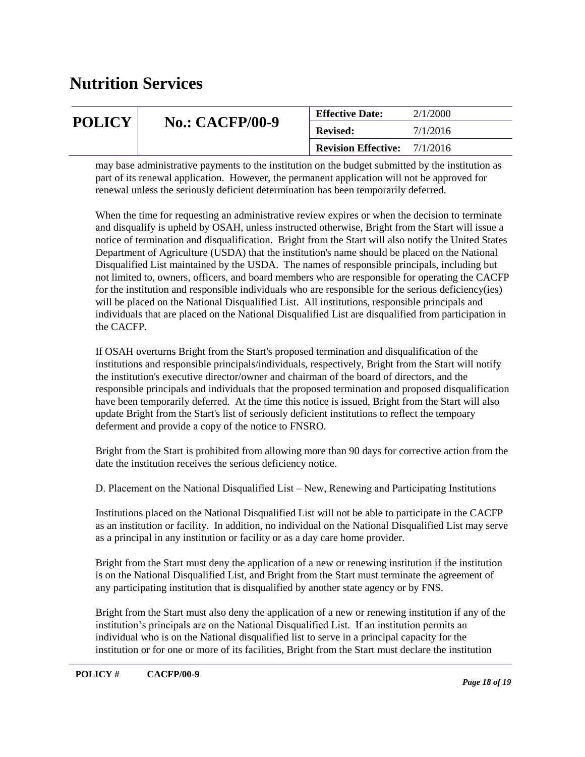may base administrative payments to the institution on the budget submitted by the institution as part of its renewal application. However, the permanent application will not be approved for renewal unless the seriously deficient determination has been temporarily deferred.

When the time for requesting an administrative review expires or when the decision to terminate and disqualify is upheld by OSAH, unless instructed otherwise, Bright from the Start will issue a notice of termination and disqualification. Bright from the Start will also notify the United States Department of Agriculture (USDA) that the institution's name should be placed on the National Disqualified List maintained by the USDA. The names of responsible principals, including but not limited to, owners, officers, and board members who are responsible for operating the CACFP for the institution and responsible individuals who are responsible for the serious deficiency(ies) will be placed on the National Disqualified List. All institutions, responsible principals and individuals that are placed on the National Disqualified List are disqualified from participation in the CACFP.

If OSAH overturns Bright from the Start's proposed termination and disqualification of the institutions and responsible principals/individuals, respectively, Bright from the Start will notify the institution's executive director/owner and chairman of the board of directors, and the responsible principals and individuals that the proposed termination and proposed disqualification have been temporarily deferred. At the time this notice is issued, Bright from the Start will also update Bright from the Start's list of seriously deficient institutions to reflect the tempoary deferment and provide a copy of the notice to FNSRO.

Bright from the Start is prohibited from allowing more than 90 days for corrective action from the date the institution receives the serious deficiency notice.

D. Placement on the National Disqualified List – New, Renewing and Participating Institutions

Institutions placed on the National Disqualified List will not be able to participate in the CACFP as an institution or facility. In addition, no individual on the National Disqualified List may serve as a principal in any institution or facility or as a day care home provider.

Bright from the Start must deny the application of a new or renewing institution if the institution is on the National Disqualified List, and Bright from the Start must terminate the agreement of any participating institution that is disqualified by another state agency or by FNS.

Bright from the Start must also deny the application of a new or renewing institution if any of the institution's principals are on the National Disqualified List. If an institution permits an individual who is on the National disqualified list to serve in a principal capacity for the institution or for one or more of its facilities, Bright from the Start must declare the institution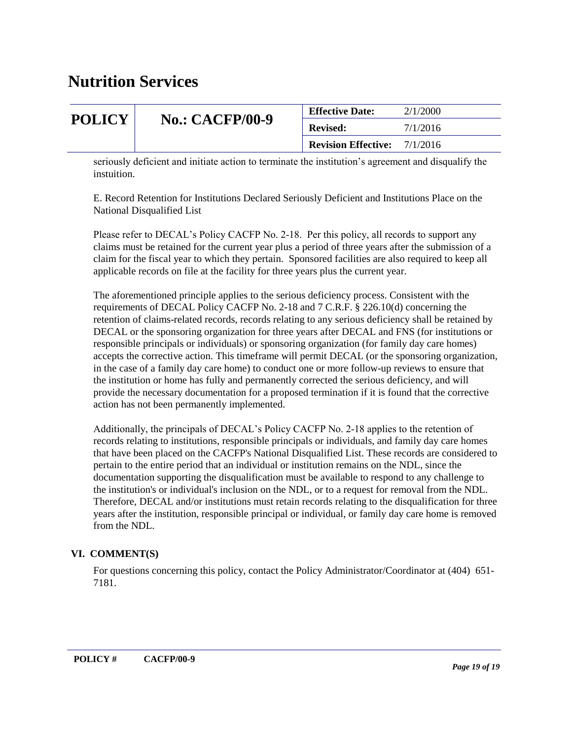seriously deficient and initiate action to terminate the institution's agreement and disqualify the instuition.

E. Record Retention for Institutions Declared Seriously Deficient and Institutions Place on the National Disqualified List

Please refer to DECAL's Policy CACFP No. 2-18. Per this policy, all records to support any claims must be retained for the current year plus a period of three years after the submission of a claim for the fiscal year to which they pertain. Sponsored facilities are also required to keep all applicable records on file at the facility for three years plus the current year.

The aforementioned principle applies to the serious deficiency process. Consistent with the requirements of DECAL Policy CACFP No. 2-18 and 7 C.R.F. § 226.10(d) concerning the retention of claims-related records, records relating to any serious deficiency shall be retained by DECAL or the sponsoring organization for three years after DECAL and FNS (for institutions or responsible principals or individuals) or sponsoring organization (for family day care homes) accepts the corrective action. This timeframe will permit DECAL (or the sponsoring organization, in the case of a family day care home) to conduct one or more follow-up reviews to ensure that the institution or home has fully and permanently corrected the serious deficiency, and will provide the necessary documentation for a proposed termination if it is found that the corrective action has not been permanently implemented.

Additionally, the principals of DECAL's Policy CACFP No. 2-18 applies to the retention of records relating to institutions, responsible principals or individuals, and family day care homes that have been placed on the CACFP's National Disqualified List. These records are considered to pertain to the entire period that an individual or institution remains on the NDL, since the documentation supporting the disqualification must be available to respond to any challenge to the institution's or individual's inclusion on the NDL, or to a request for removal from the NDL. Therefore, DECAL and/or institutions must retain records relating to the disqualification for three years after the institution, responsible principal or individual, or family day care home is removed from the NDL.

## VI. COMMENT(S)

For questions concerning this policy, contact the Policy Administrator/Coordinator at (404) 651-7181.